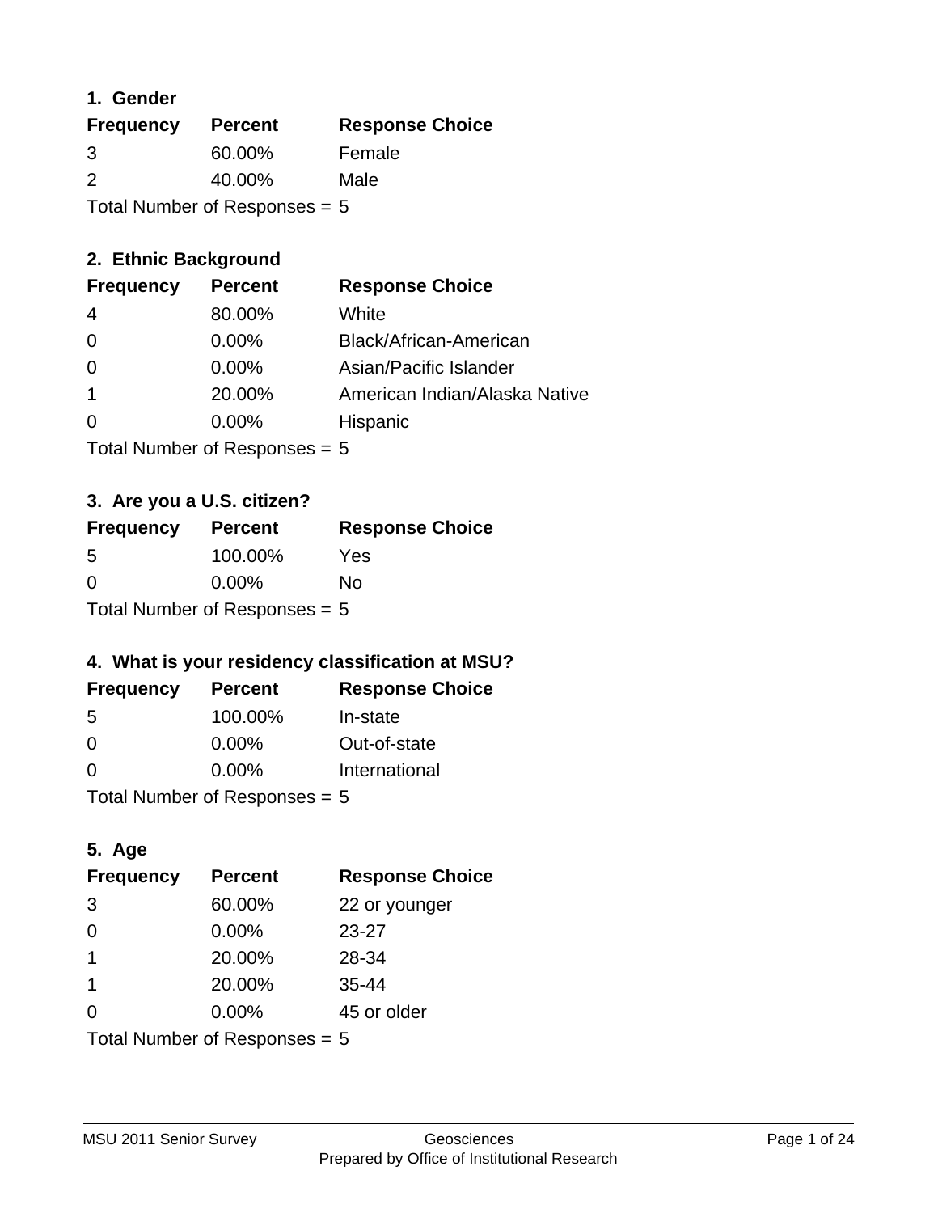### 1. Gender

| Frequency | Percent | Response Choice |
|---|---|---|
| 3 | 60.00% | Female |
| 2 | 40.00% | Male |

Total Number of Responses = 5

### 2. Ethnic Background

| Frequency | Percent | Response Choice |
|---|---|---|
| 4 | 80.00% | White |
| 0 | 0.00% | Black/African-American |
| 0 | 0.00% | Asian/Pacific Islander |
| 1 | 20.00% | American Indian/Alaska Native |
| 0 | 0.00% | Hispanic |

Total Number of Responses = 5

### 3. Are you a U.S. citizen?

| Frequency | Percent | Response Choice |
|---|---|---|
| 5 | 100.00% | Yes |
| 0 | 0.00% | No |

Total Number of Responses = 5

### 4. What is your residency classification at MSU?

| Frequency | Percent | Response Choice |
|---|---|---|
| 5 | 100.00% | In-state |
| 0 | 0.00% | Out-of-state |
| 0 | 0.00% | International |

Total Number of Responses = 5

### 5. Age

| Frequency | Percent | Response Choice |
|---|---|---|
| 3 | 60.00% | 22 or younger |
| 0 | 0.00% | 23-27 |
| 1 | 20.00% | 28-34 |
| 1 | 20.00% | 35-44 |
| 0 | 0.00% | 45 or older |

Total Number of Responses = 5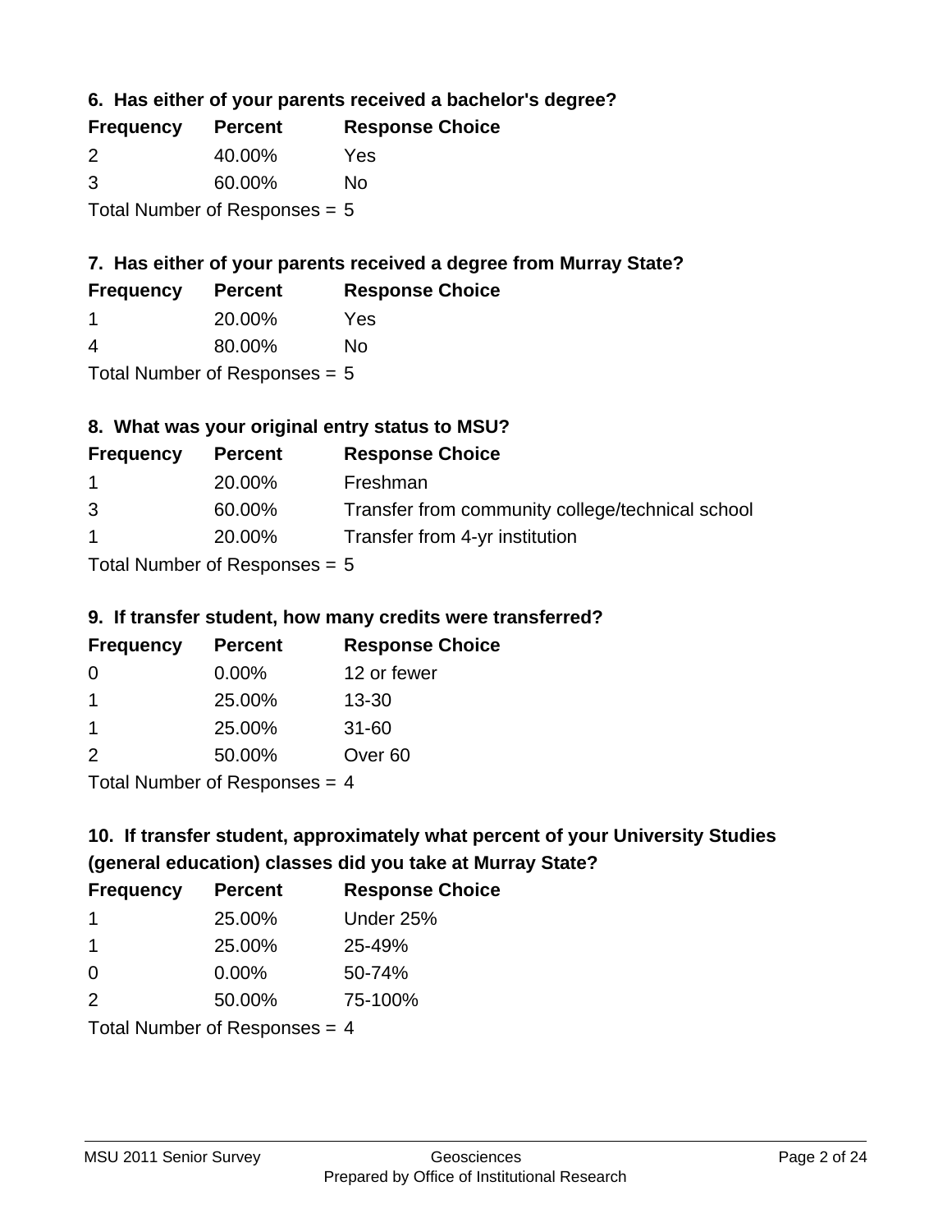### 6. Has either of your parents received a bachelor's degree?

| Frequency | Percent | Response Choice |
|---|---|---|
| 2 | 40.00% | Yes |
| 3 | 60.00% | No |

Total Number of Responses = 5

### 7. Has either of your parents received a degree from Murray State?

| Frequency | Percent | Response Choice |
|---|---|---|
| 1 | 20.00% | Yes |
| 4 | 80.00% | No |

Total Number of Responses = 5

### 8. What was your original entry status to MSU?

| Frequency | Percent | Response Choice |
|---|---|---|
| 1 | 20.00% | Freshman |
| 3 | 60.00% | Transfer from community college/technical school |
| 1 | 20.00% | Transfer from 4-yr institution |

Total Number of Responses = 5

### 9. If transfer student, how many credits were transferred?

| Frequency | Percent | Response Choice |
|---|---|---|
| 0 | 0.00% | 12 or fewer |
| 1 | 25.00% | 13-30 |
| 1 | 25.00% | 31-60 |
| 2 | 50.00% | Over 60 |

Total Number of Responses = 4

### 10. If transfer student, approximately what percent of your University Studies (general education) classes did you take at Murray State?

| Frequency | Percent | Response Choice |
|---|---|---|
| 1 | 25.00% | Under 25% |
| 1 | 25.00% | 25-49% |
| 0 | 0.00% | 50-74% |
| 2 | 50.00% | 75-100% |

Total Number of Responses = 4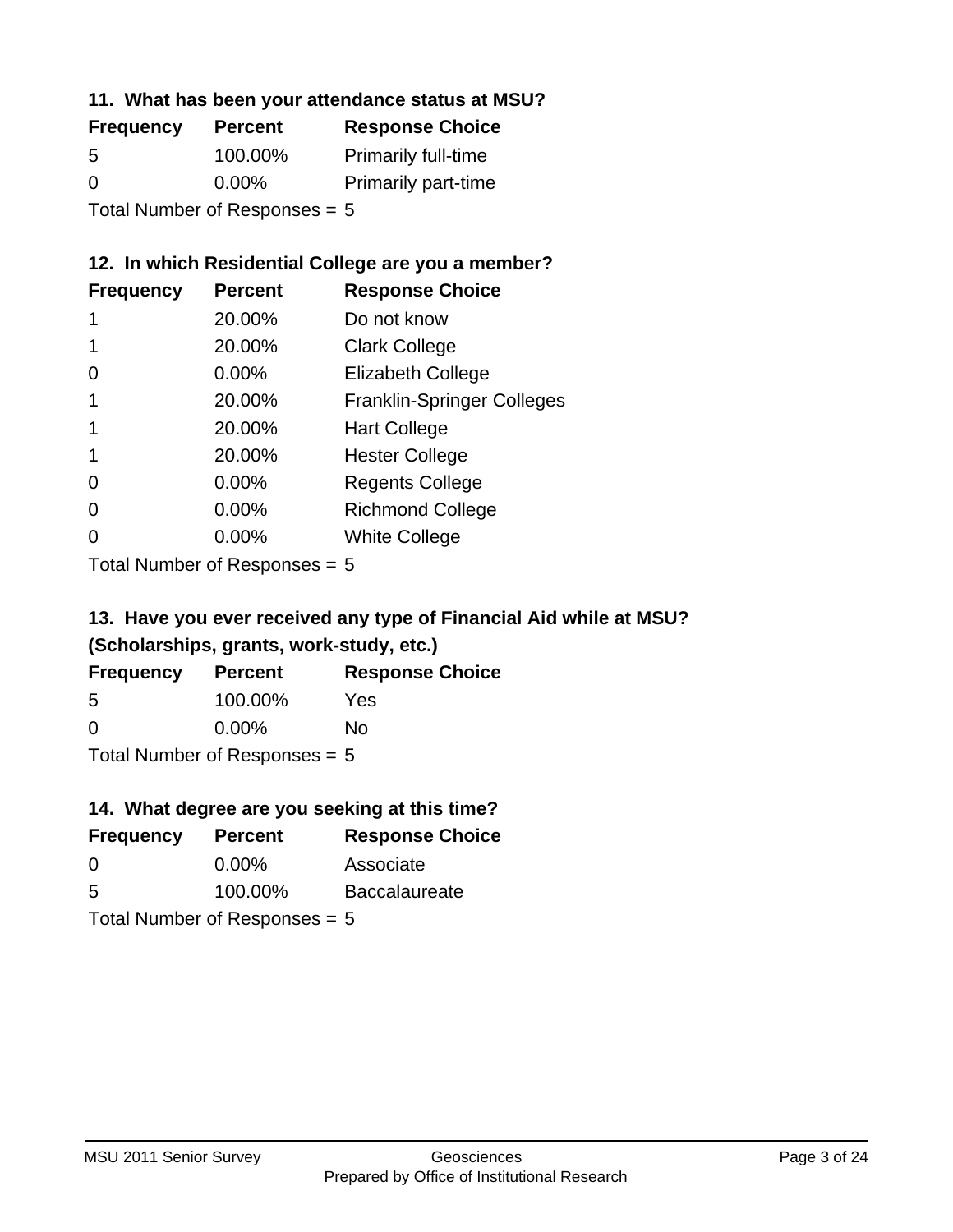### 11. What has been your attendance status at MSU?

| Frequency | Percent | Response Choice |
| --- | --- | --- |
| 5 | 100.00% | Primarily full-time |
| 0 | 0.00% | Primarily part-time |

Total Number of Responses = 5

### 12. In which Residential College are you a member?

| Frequency | Percent | Response Choice |
| --- | --- | --- |
| 1 | 20.00% | Do not know |
| 1 | 20.00% | Clark College |
| 0 | 0.00% | Elizabeth College |
| 1 | 20.00% | Franklin-Springer Colleges |
| 1 | 20.00% | Hart College |
| 1 | 20.00% | Hester College |
| 0 | 0.00% | Regents College |
| 0 | 0.00% | Richmond College |
| 0 | 0.00% | White College |

Total Number of Responses = 5

### 13. Have you ever received any type of Financial Aid while at MSU? (Scholarships, grants, work-study, etc.)

| Frequency | Percent | Response Choice |
| --- | --- | --- |
| 5 | 100.00% | Yes |
| 0 | 0.00% | No |

Total Number of Responses = 5

### 14. What degree are you seeking at this time?

| Frequency | Percent | Response Choice |
| --- | --- | --- |
| 0 | 0.00% | Associate |
| 5 | 100.00% | Baccalaureate |

Total Number of Responses = 5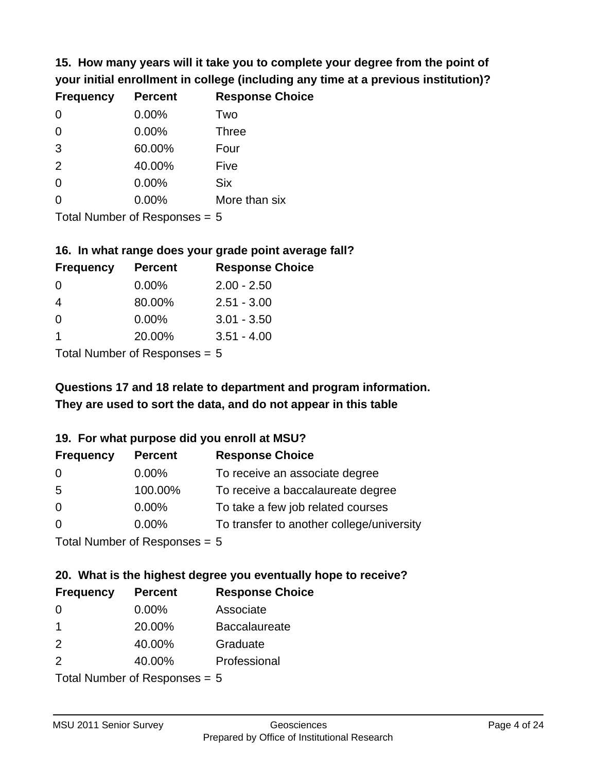**15. How many years will it take you to complete your degree from the point of your initial enrollment in college (including any time at a previous institution)?**

| Frequency | Percent | Response Choice |
|---|---|---|
| 0 | 0.00% | Two |
| 0 | 0.00% | Three |
| 3 | 60.00% | Four |
| 2 | 40.00% | Five |
| 0 | 0.00% | Six |
| 0 | 0.00% | More than six |

Total Number of Responses = 5

**16. In what range does your grade point average fall?**

| Frequency | Percent | Response Choice |
|---|---|---|
| 0 | 0.00% | 2.00 - 2.50 |
| 4 | 80.00% | 2.51 - 3.00 |
| 0 | 0.00% | 3.01 - 3.50 |
| 1 | 20.00% | 3.51 - 4.00 |

Total Number of Responses = 5

**Questions 17 and 18 relate to department and program information. They are used to sort the data, and do not appear in this table**

**19. For what purpose did you enroll at MSU?**

| Frequency | Percent | Response Choice |
|---|---|---|
| 0 | 0.00% | To receive an associate degree |
| 5 | 100.00% | To receive a baccalaureate degree |
| 0 | 0.00% | To take a few job related courses |
| 0 | 0.00% | To transfer to another college/university |

Total Number of Responses = 5

**20. What is the highest degree you eventually hope to receive?**

| Frequency | Percent | Response Choice |
|---|---|---|
| 0 | 0.00% | Associate |
| 1 | 20.00% | Baccalaureate |
| 2 | 40.00% | Graduate |
| 2 | 40.00% | Professional |

Total Number of Responses = 5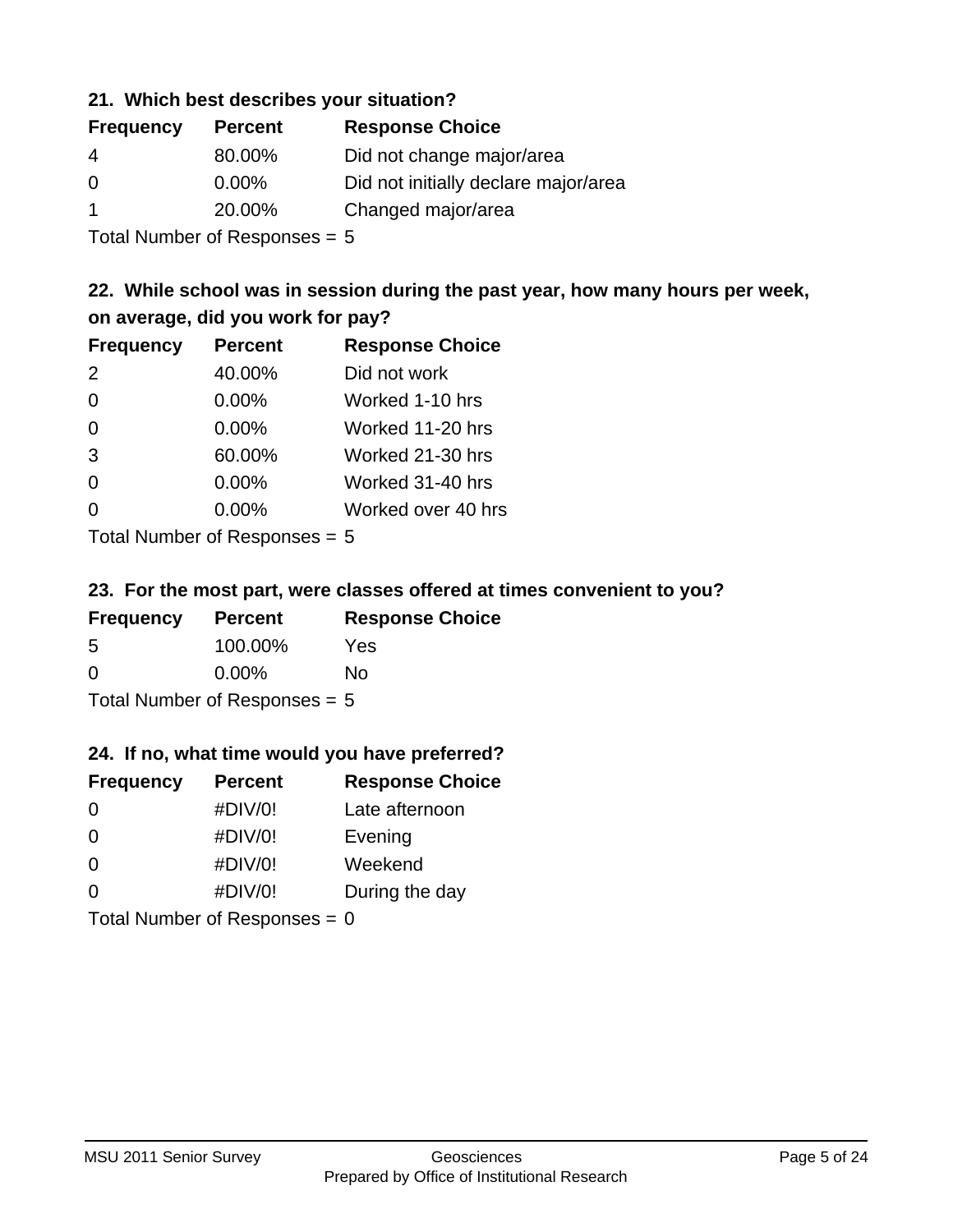### 21. Which best describes your situation?

| Frequency | Percent | Response Choice |
|---|---|---|
| 4 | 80.00% | Did not change major/area |
| 0 | 0.00% | Did not initially declare major/area |
| 1 | 20.00% | Changed major/area |

Total Number of Responses = 5

### 22. While school was in session during the past year, how many hours per week, on average, did you work for pay?

| Frequency | Percent | Response Choice |
|---|---|---|
| 2 | 40.00% | Did not work |
| 0 | 0.00% | Worked 1-10 hrs |
| 0 | 0.00% | Worked 11-20 hrs |
| 3 | 60.00% | Worked 21-30 hrs |
| 0 | 0.00% | Worked 31-40 hrs |
| 0 | 0.00% | Worked over 40 hrs |

Total Number of Responses = 5

### 23. For the most part, were classes offered at times convenient to you?

| Frequency | Percent | Response Choice |
|---|---|---|
| 5 | 100.00% | Yes |
| 0 | 0.00% | No |

Total Number of Responses = 5

### 24. If no, what time would you have preferred?

| Frequency | Percent | Response Choice |
|---|---|---|
| 0 | #DIV/0! | Late afternoon |
| 0 | #DIV/0! | Evening |
| 0 | #DIV/0! | Weekend |
| 0 | #DIV/0! | During the day |

Total Number of Responses = 0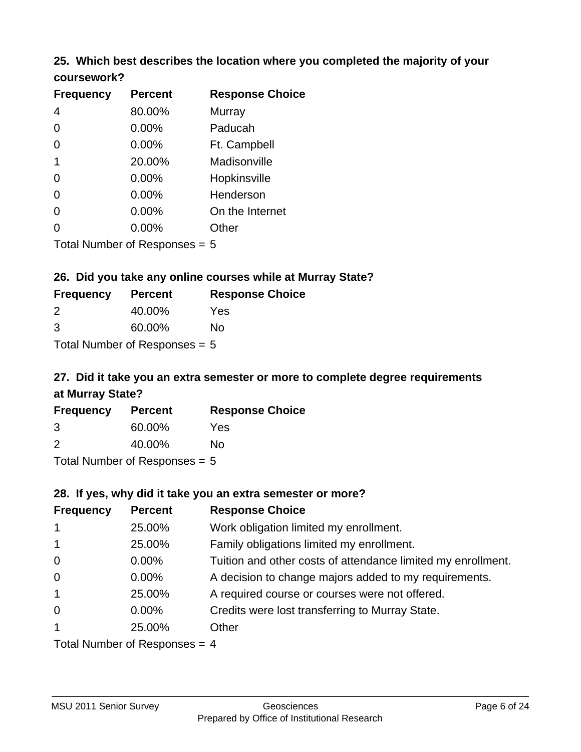### 25. Which best describes the location where you completed the majority of your coursework?

| Frequency | Percent | Response Choice |
|---|---|---|
| 4 | 80.00% | Murray |
| 0 | 0.00% | Paducah |
| 0 | 0.00% | Ft. Campbell |
| 1 | 20.00% | Madisonville |
| 0 | 0.00% | Hopkinsville |
| 0 | 0.00% | Henderson |
| 0 | 0.00% | On the Internet |
| 0 | 0.00% | Other |

Total Number of Responses = 5

### 26. Did you take any online courses while at Murray State?

| Frequency | Percent | Response Choice |
|---|---|---|
| 2 | 40.00% | Yes |
| 3 | 60.00% | No |

Total Number of Responses = 5

### 27. Did it take you an extra semester or more to complete degree requirements at Murray State?

| Frequency | Percent | Response Choice |
|---|---|---|
| 3 | 60.00% | Yes |
| 2 | 40.00% | No |

Total Number of Responses = 5

### 28. If yes, why did it take you an extra semester or more?

| Frequency | Percent | Response Choice |
|---|---|---|
| 1 | 25.00% | Work obligation limited my enrollment. |
| 1 | 25.00% | Family obligations limited my enrollment. |
| 0 | 0.00% | Tuition and other costs of attendance limited my enrollment. |
| 0 | 0.00% | A decision to change majors added to my requirements. |
| 1 | 25.00% | A required course or courses were not offered. |
| 0 | 0.00% | Credits were lost transferring to Murray State. |
| 1 | 25.00% | Other |

Total Number of Responses = 4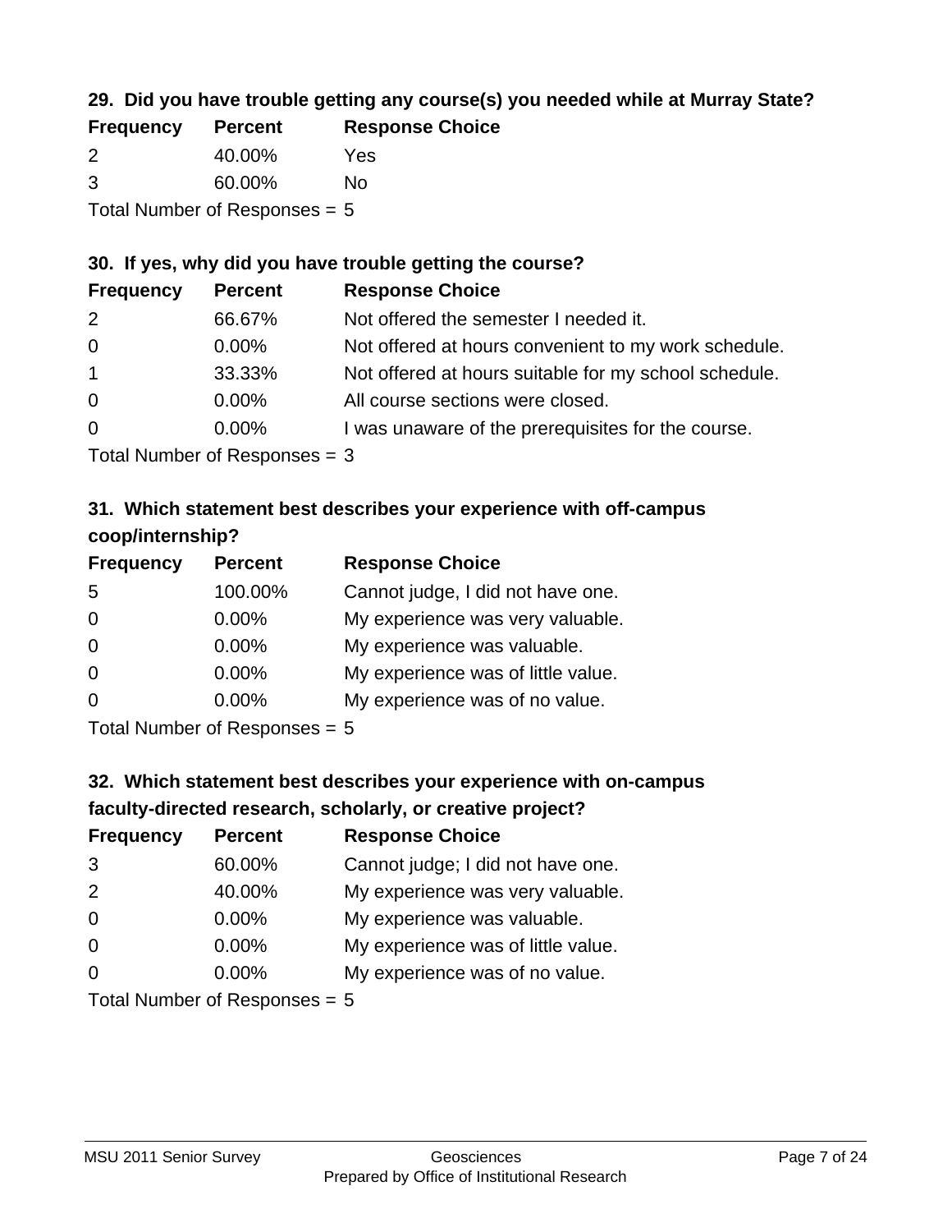### 29. Did you have trouble getting any course(s) you needed while at Murray State?

| Frequency | Percent | Response Choice |
|---|---|---|
| 2 | 40.00% | Yes |
| 3 | 60.00% | No |

Total Number of Responses = 5

### 30. If yes, why did you have trouble getting the course?

| Frequency | Percent | Response Choice |
|---|---|---|
| 2 | 66.67% | Not offered the semester I needed it. |
| 0 | 0.00% | Not offered at hours convenient to my work schedule. |
| 1 | 33.33% | Not offered at hours suitable for my school schedule. |
| 0 | 0.00% | All course sections were closed. |
| 0 | 0.00% | I was unaware of the prerequisites for the course. |

Total Number of Responses = 3

### 31. Which statement best describes your experience with off-campus coop/internship?

| Frequency | Percent | Response Choice |
|---|---|---|
| 5 | 100.00% | Cannot judge, I did not have one. |
| 0 | 0.00% | My experience was very valuable. |
| 0 | 0.00% | My experience was valuable. |
| 0 | 0.00% | My experience was of little value. |
| 0 | 0.00% | My experience was of no value. |

Total Number of Responses = 5

### 32. Which statement best describes your experience with on-campus faculty-directed research, scholarly, or creative project?

| Frequency | Percent | Response Choice |
|---|---|---|
| 3 | 60.00% | Cannot judge; I did not have one. |
| 2 | 40.00% | My experience was very valuable. |
| 0 | 0.00% | My experience was valuable. |
| 0 | 0.00% | My experience was of little value. |
| 0 | 0.00% | My experience was of no value. |

Total Number of Responses = 5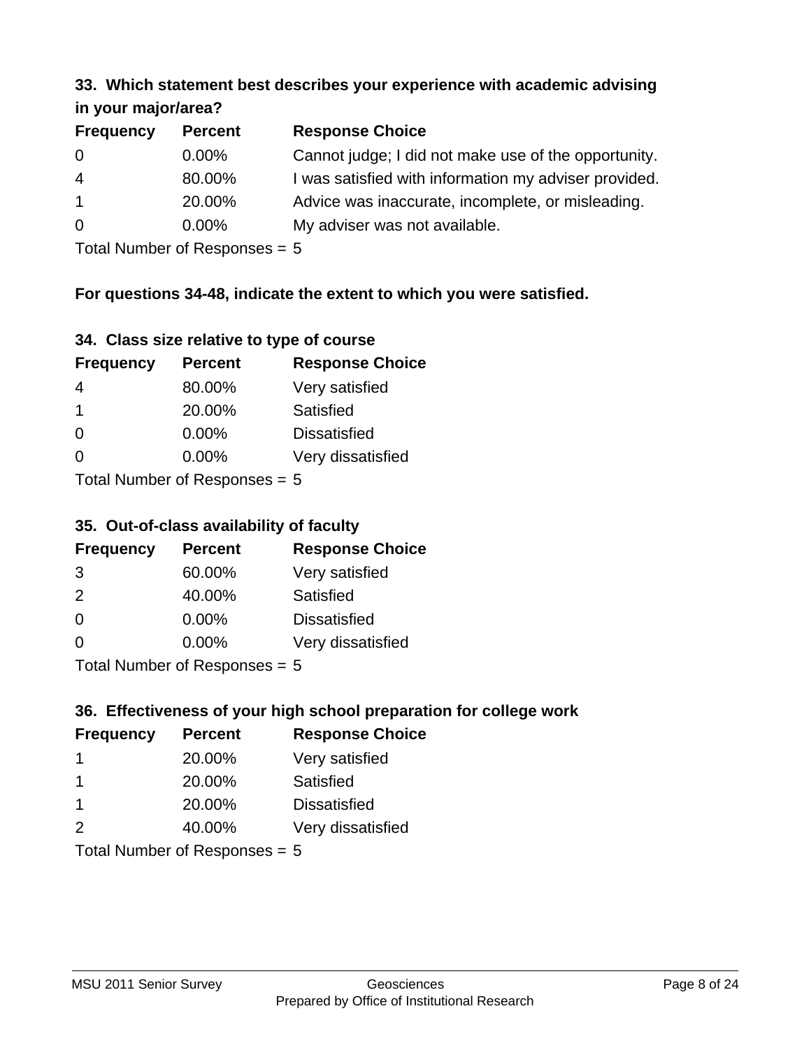### 33. Which statement best describes your experience with academic advising in your major/area?

| Frequency | Percent | Response Choice |
|---|---|---|
| 0 | 0.00% | Cannot judge; I did not make use of the opportunity. |
| 4 | 80.00% | I was satisfied with information my adviser provided. |
| 1 | 20.00% | Advice was inaccurate, incomplete, or misleading. |
| 0 | 0.00% | My adviser was not available. |

Total Number of Responses = 5

**For questions 34-48, indicate the extent to which you were satisfied.**

### 34. Class size relative to type of course

| Frequency | Percent | Response Choice |
|---|---|---|
| 4 | 80.00% | Very satisfied |
| 1 | 20.00% | Satisfied |
| 0 | 0.00% | Dissatisfied |
| 0 | 0.00% | Very dissatisfied |

Total Number of Responses = 5

### 35. Out-of-class availability of faculty

| Frequency | Percent | Response Choice |
|---|---|---|
| 3 | 60.00% | Very satisfied |
| 2 | 40.00% | Satisfied |
| 0 | 0.00% | Dissatisfied |
| 0 | 0.00% | Very dissatisfied |

Total Number of Responses = 5

### 36. Effectiveness of your high school preparation for college work

| Frequency | Percent | Response Choice |
|---|---|---|
| 1 | 20.00% | Very satisfied |
| 1 | 20.00% | Satisfied |
| 1 | 20.00% | Dissatisfied |
| 2 | 40.00% | Very dissatisfied |

Total Number of Responses = 5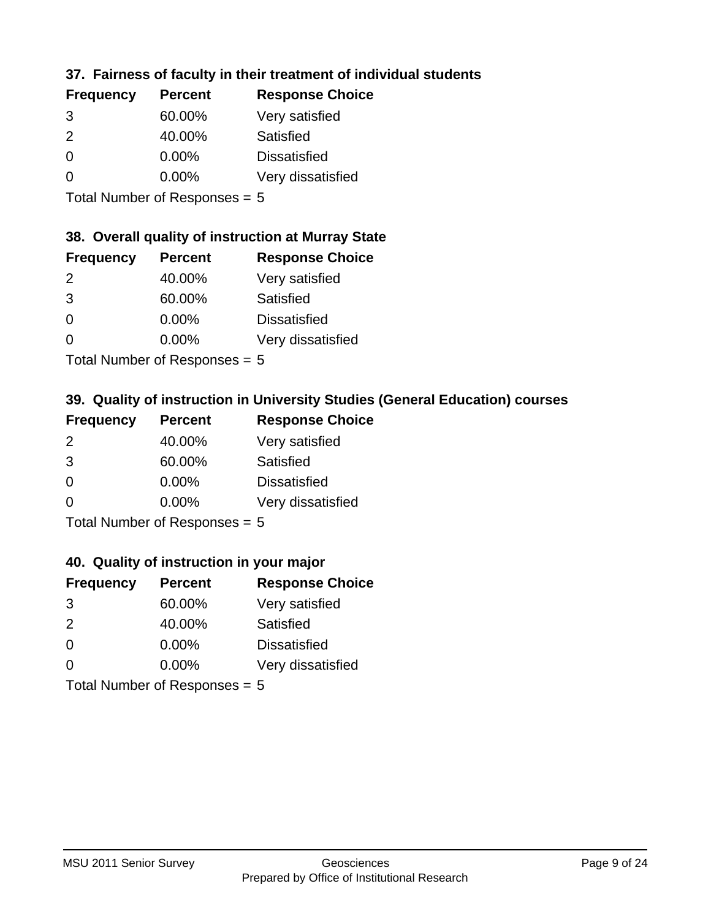### 37. Fairness of faculty in their treatment of individual students

| Frequency | Percent | Response Choice |
| --- | --- | --- |
| 3 | 60.00% | Very satisfied |
| 2 | 40.00% | Satisfied |
| 0 | 0.00% | Dissatisfied |
| 0 | 0.00% | Very dissatisfied |

Total Number of Responses = 5

### 38. Overall quality of instruction at Murray State

| Frequency | Percent | Response Choice |
| --- | --- | --- |
| 2 | 40.00% | Very satisfied |
| 3 | 60.00% | Satisfied |
| 0 | 0.00% | Dissatisfied |
| 0 | 0.00% | Very dissatisfied |

Total Number of Responses = 5

### 39. Quality of instruction in University Studies (General Education) courses

| Frequency | Percent | Response Choice |
| --- | --- | --- |
| 2 | 40.00% | Very satisfied |
| 3 | 60.00% | Satisfied |
| 0 | 0.00% | Dissatisfied |
| 0 | 0.00% | Very dissatisfied |

Total Number of Responses = 5

### 40. Quality of instruction in your major

| Frequency | Percent | Response Choice |
| --- | --- | --- |
| 3 | 60.00% | Very satisfied |
| 2 | 40.00% | Satisfied |
| 0 | 0.00% | Dissatisfied |
| 0 | 0.00% | Very dissatisfied |

Total Number of Responses = 5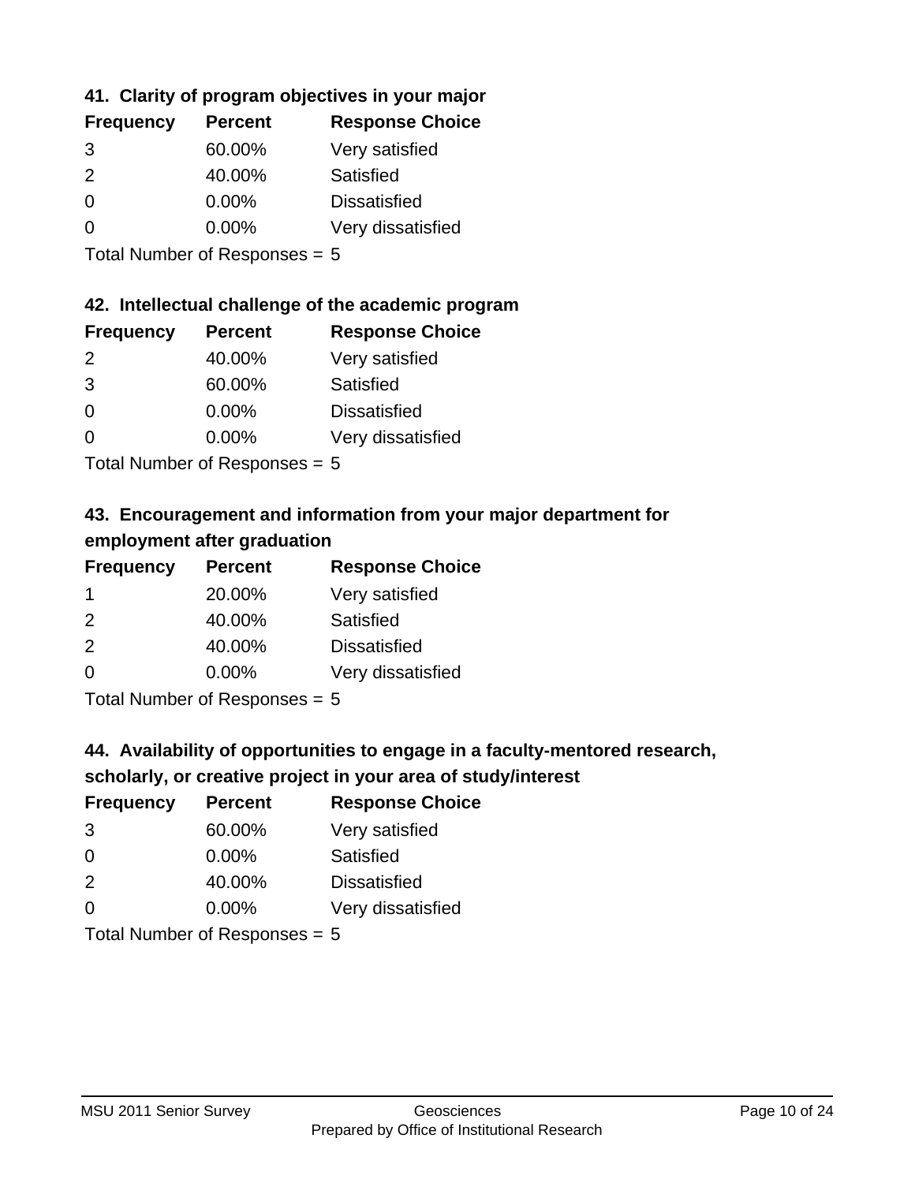### 41. Clarity of program objectives in your major

| Frequency | Percent | Response Choice |
| --- | --- | --- |
| 3 | 60.00% | Very satisfied |
| 2 | 40.00% | Satisfied |
| 0 | 0.00% | Dissatisfied |
| 0 | 0.00% | Very dissatisfied |

Total Number of Responses = 5

### 42. Intellectual challenge of the academic program

| Frequency | Percent | Response Choice |
| --- | --- | --- |
| 2 | 40.00% | Very satisfied |
| 3 | 60.00% | Satisfied |
| 0 | 0.00% | Dissatisfied |
| 0 | 0.00% | Very dissatisfied |

Total Number of Responses = 5

### 43. Encouragement and information from your major department for employment after graduation

| Frequency | Percent | Response Choice |
| --- | --- | --- |
| 1 | 20.00% | Very satisfied |
| 2 | 40.00% | Satisfied |
| 2 | 40.00% | Dissatisfied |
| 0 | 0.00% | Very dissatisfied |

Total Number of Responses = 5

### 44. Availability of opportunities to engage in a faculty-mentored research, scholarly, or creative project in your area of study/interest

| Frequency | Percent | Response Choice |
| --- | --- | --- |
| 3 | 60.00% | Very satisfied |
| 0 | 0.00% | Satisfied |
| 2 | 40.00% | Dissatisfied |
| 0 | 0.00% | Very dissatisfied |

Total Number of Responses = 5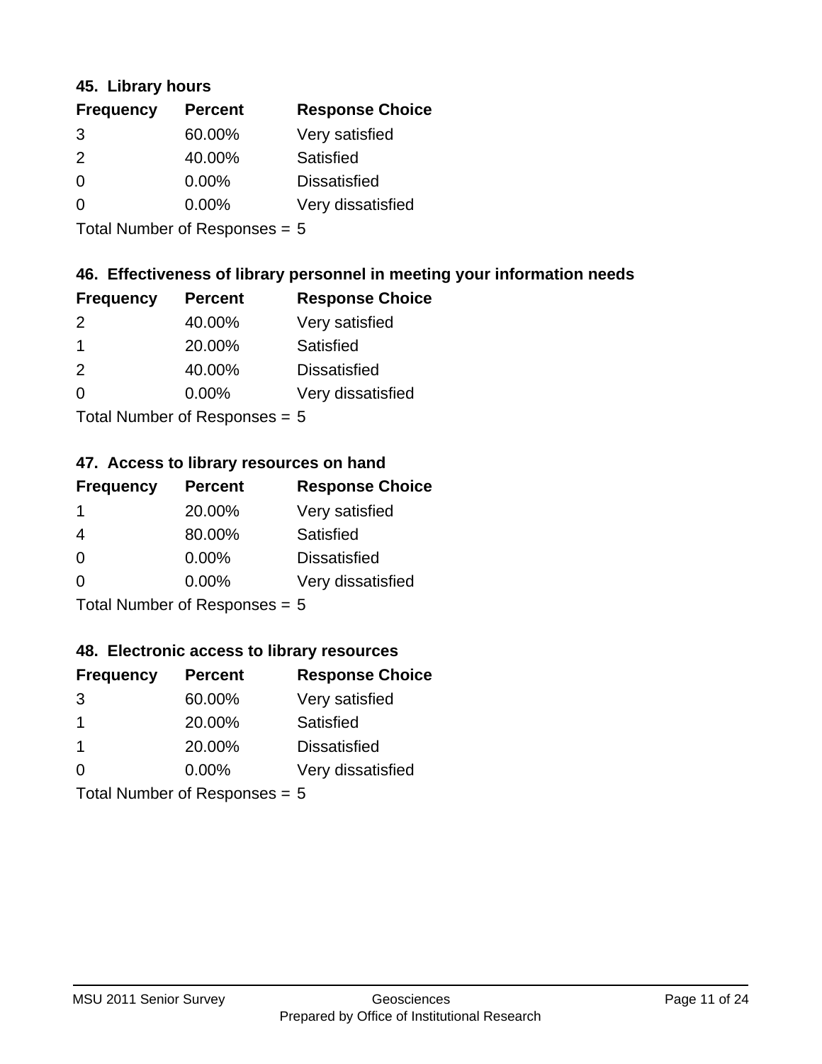### 45. Library hours

| Frequency | Percent | Response Choice |
|---|---|---|
| 3 | 60.00% | Very satisfied |
| 2 | 40.00% | Satisfied |
| 0 | 0.00% | Dissatisfied |
| 0 | 0.00% | Very dissatisfied |

Total Number of Responses = 5

### 46. Effectiveness of library personnel in meeting your information needs

| Frequency | Percent | Response Choice |
|---|---|---|
| 2 | 40.00% | Very satisfied |
| 1 | 20.00% | Satisfied |
| 2 | 40.00% | Dissatisfied |
| 0 | 0.00% | Very dissatisfied |

Total Number of Responses = 5

### 47. Access to library resources on hand

| Frequency | Percent | Response Choice |
|---|---|---|
| 1 | 20.00% | Very satisfied |
| 4 | 80.00% | Satisfied |
| 0 | 0.00% | Dissatisfied |
| 0 | 0.00% | Very dissatisfied |

Total Number of Responses = 5

### 48. Electronic access to library resources

| Frequency | Percent | Response Choice |
|---|---|---|
| 3 | 60.00% | Very satisfied |
| 1 | 20.00% | Satisfied |
| 1 | 20.00% | Dissatisfied |
| 0 | 0.00% | Very dissatisfied |

Total Number of Responses = 5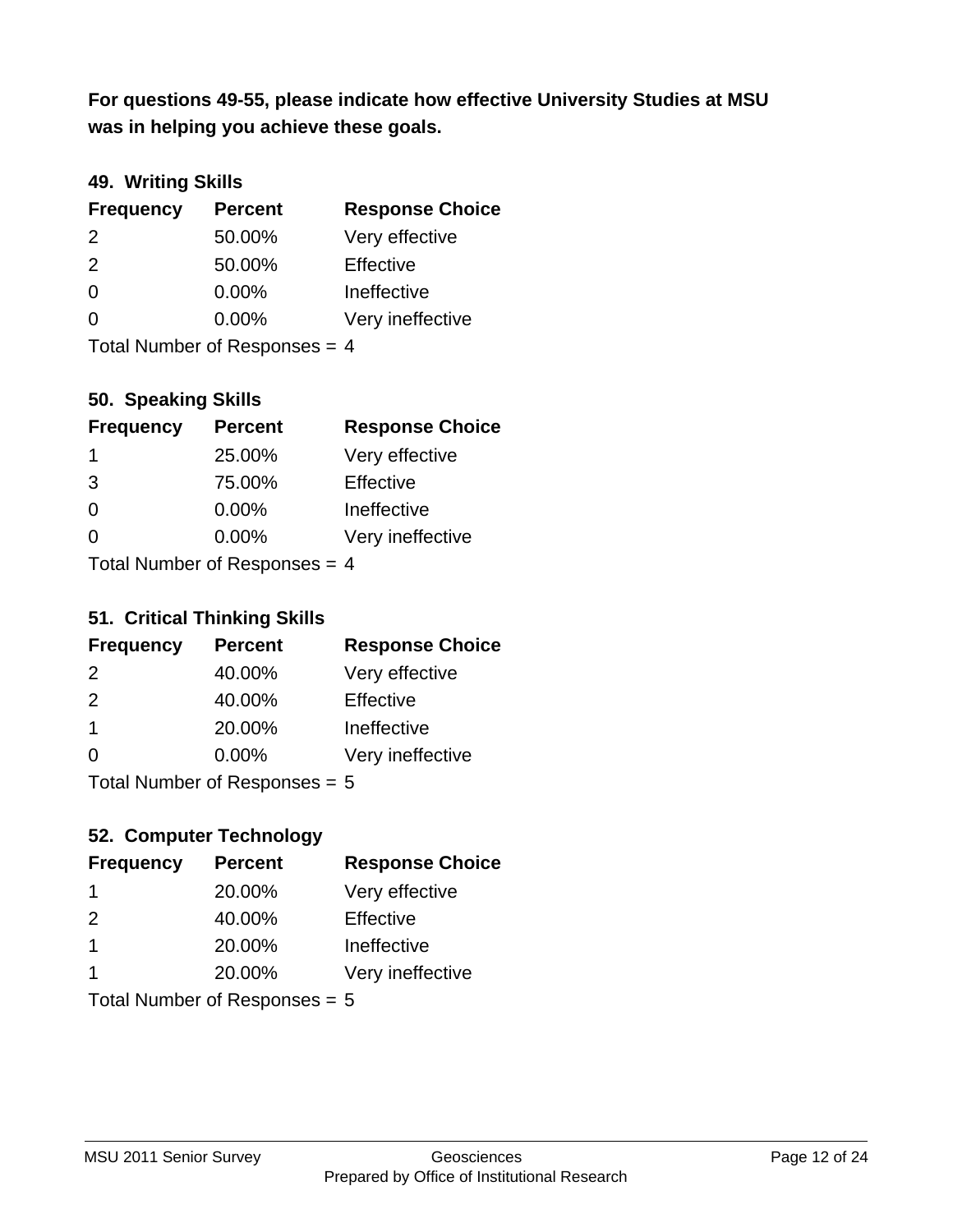**For questions 49-55, please indicate how effective University Studies at MSU was in helping you achieve these goals.**

### 49. Writing Skills

| Frequency | Percent | Response Choice |
|---|---|---|
| 2 | 50.00% | Very effective |
| 2 | 50.00% | Effective |
| 0 | 0.00% | Ineffective |
| 0 | 0.00% | Very ineffective |

Total Number of Responses = 4

### 50. Speaking Skills

| Frequency | Percent | Response Choice |
|---|---|---|
| 1 | 25.00% | Very effective |
| 3 | 75.00% | Effective |
| 0 | 0.00% | Ineffective |
| 0 | 0.00% | Very ineffective |

Total Number of Responses = 4

### 51. Critical Thinking Skills

| Frequency | Percent | Response Choice |
|---|---|---|
| 2 | 40.00% | Very effective |
| 2 | 40.00% | Effective |
| 1 | 20.00% | Ineffective |
| 0 | 0.00% | Very ineffective |

Total Number of Responses = 5

### 52. Computer Technology

| Frequency | Percent | Response Choice |
|---|---|---|
| 1 | 20.00% | Very effective |
| 2 | 40.00% | Effective |
| 1 | 20.00% | Ineffective |
| 1 | 20.00% | Very ineffective |

Total Number of Responses = 5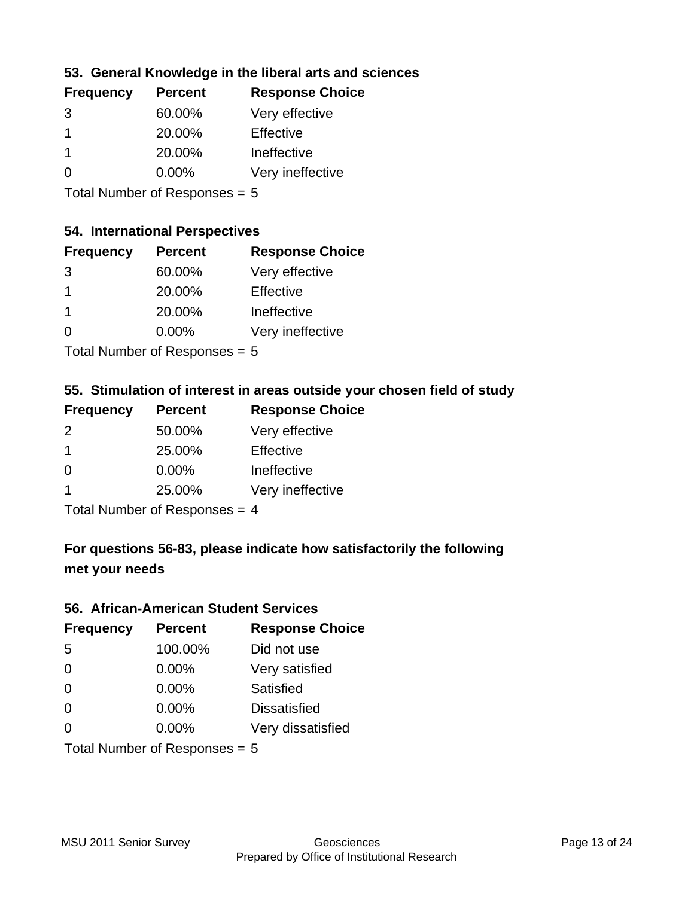### 53. General Knowledge in the liberal arts and sciences

| Frequency | Percent | Response Choice |
| --- | --- | --- |
| 3 | 60.00% | Very effective |
| 1 | 20.00% | Effective |
| 1 | 20.00% | Ineffective |
| 0 | 0.00% | Very ineffective |

Total Number of Responses = 5

### 54. International Perspectives

| Frequency | Percent | Response Choice |
| --- | --- | --- |
| 3 | 60.00% | Very effective |
| 1 | 20.00% | Effective |
| 1 | 20.00% | Ineffective |
| 0 | 0.00% | Very ineffective |

Total Number of Responses = 5

### 55. Stimulation of interest in areas outside your chosen field of study

| Frequency | Percent | Response Choice |
| --- | --- | --- |
| 2 | 50.00% | Very effective |
| 1 | 25.00% | Effective |
| 0 | 0.00% | Ineffective |
| 1 | 25.00% | Very ineffective |

Total Number of Responses = 4

### For questions 56-83, please indicate how satisfactorily the following met your needs

### 56. African-American Student Services

| Frequency | Percent | Response Choice |
| --- | --- | --- |
| 5 | 100.00% | Did not use |
| 0 | 0.00% | Very satisfied |
| 0 | 0.00% | Satisfied |
| 0 | 0.00% | Dissatisfied |
| 0 | 0.00% | Very dissatisfied |

Total Number of Responses = 5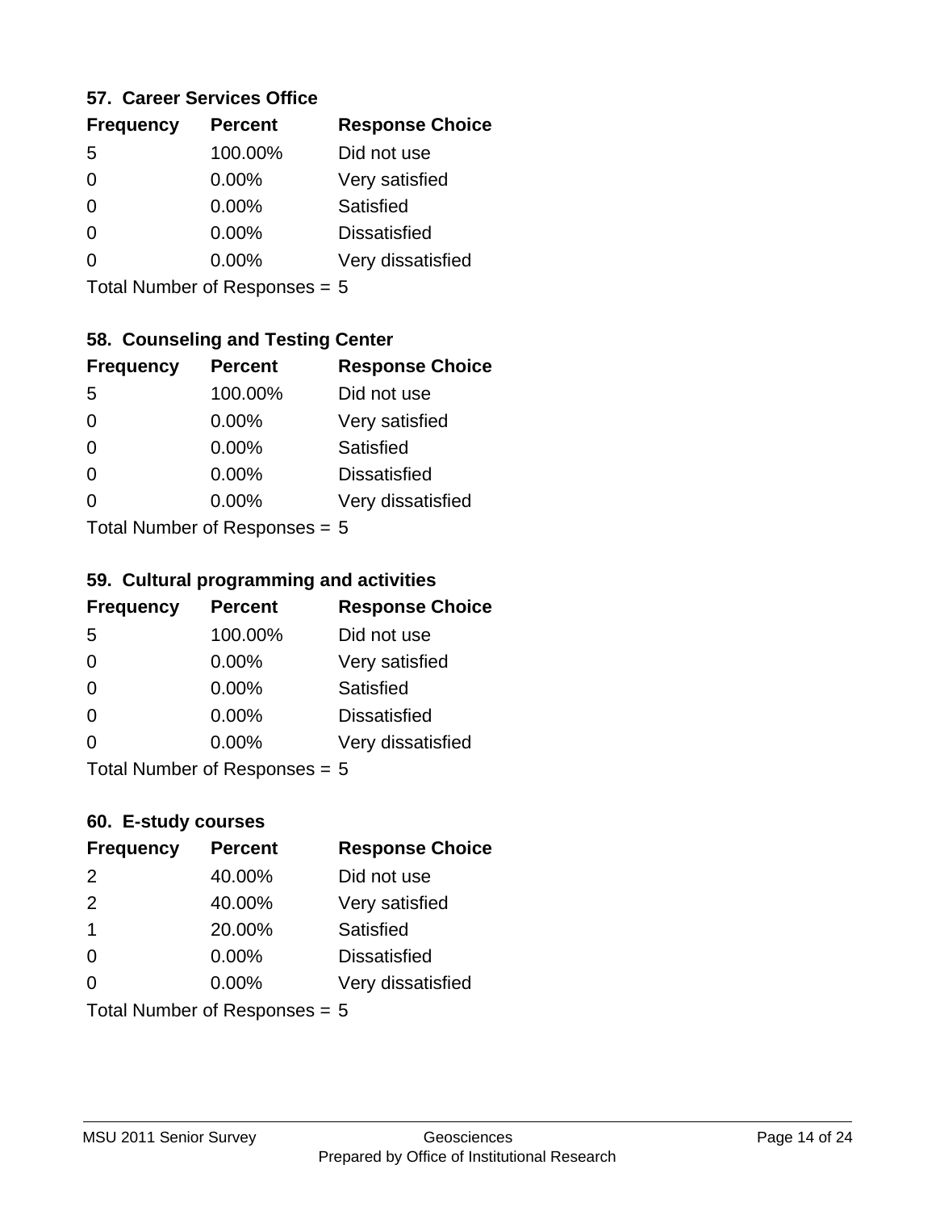### 57. Career Services Office

| Frequency | Percent | Response Choice |
| --- | --- | --- |
| 5 | 100.00% | Did not use |
| 0 | 0.00% | Very satisfied |
| 0 | 0.00% | Satisfied |
| 0 | 0.00% | Dissatisfied |
| 0 | 0.00% | Very dissatisfied |

Total Number of Responses = 5

### 58. Counseling and Testing Center

| Frequency | Percent | Response Choice |
| --- | --- | --- |
| 5 | 100.00% | Did not use |
| 0 | 0.00% | Very satisfied |
| 0 | 0.00% | Satisfied |
| 0 | 0.00% | Dissatisfied |
| 0 | 0.00% | Very dissatisfied |

Total Number of Responses = 5

### 59. Cultural programming and activities

| Frequency | Percent | Response Choice |
| --- | --- | --- |
| 5 | 100.00% | Did not use |
| 0 | 0.00% | Very satisfied |
| 0 | 0.00% | Satisfied |
| 0 | 0.00% | Dissatisfied |
| 0 | 0.00% | Very dissatisfied |

Total Number of Responses = 5

### 60. E-study courses

| Frequency | Percent | Response Choice |
| --- | --- | --- |
| 2 | 40.00% | Did not use |
| 2 | 40.00% | Very satisfied |
| 1 | 20.00% | Satisfied |
| 0 | 0.00% | Dissatisfied |
| 0 | 0.00% | Very dissatisfied |

Total Number of Responses = 5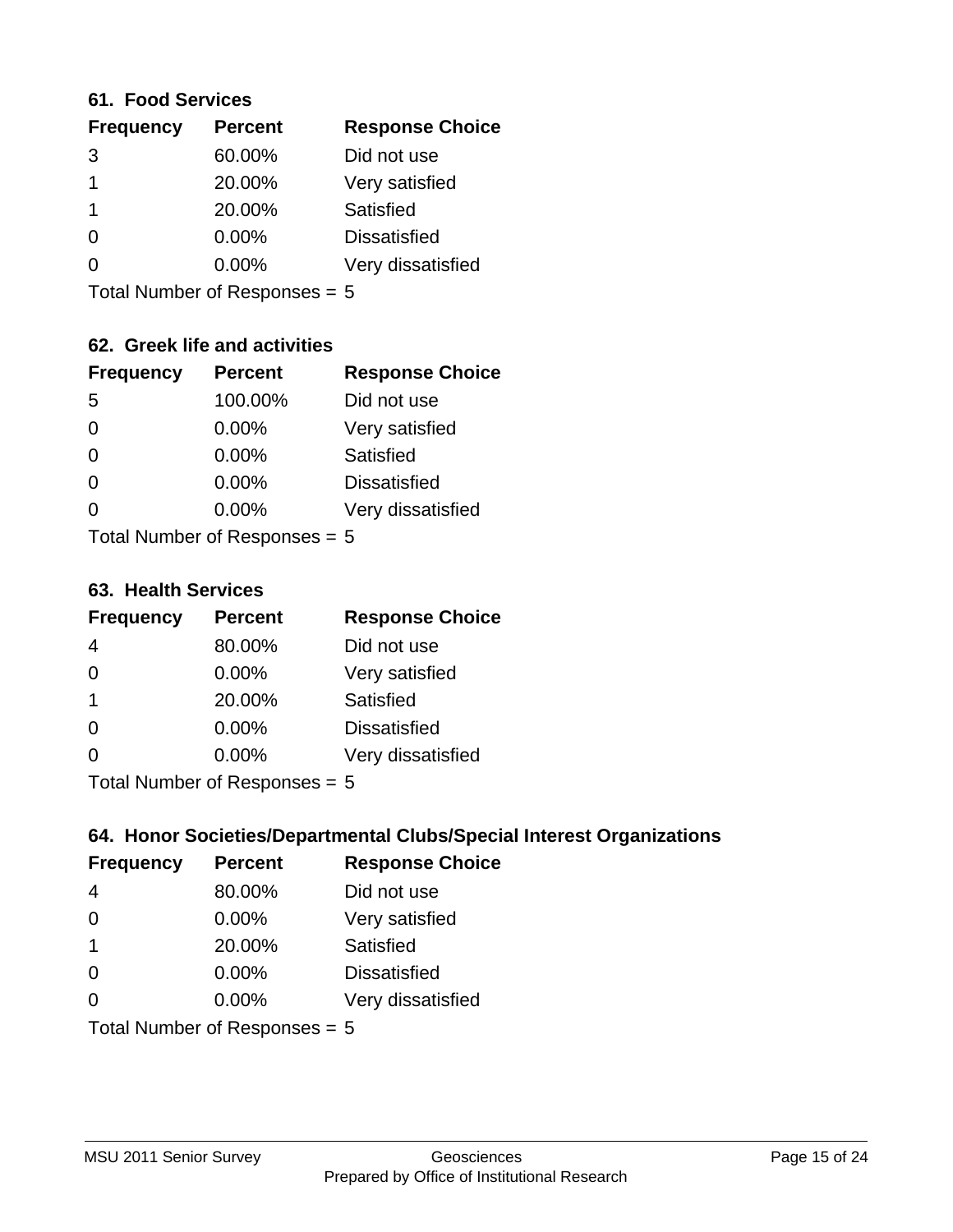### 61. Food Services

| Frequency | Percent | Response Choice |
|---|---|---|
| 3 | 60.00% | Did not use |
| 1 | 20.00% | Very satisfied |
| 1 | 20.00% | Satisfied |
| 0 | 0.00% | Dissatisfied |
| 0 | 0.00% | Very dissatisfied |

Total Number of Responses = 5

### 62. Greek life and activities

| Frequency | Percent | Response Choice |
|---|---|---|
| 5 | 100.00% | Did not use |
| 0 | 0.00% | Very satisfied |
| 0 | 0.00% | Satisfied |
| 0 | 0.00% | Dissatisfied |
| 0 | 0.00% | Very dissatisfied |

Total Number of Responses = 5

### 63. Health Services

| Frequency | Percent | Response Choice |
|---|---|---|
| 4 | 80.00% | Did not use |
| 0 | 0.00% | Very satisfied |
| 1 | 20.00% | Satisfied |
| 0 | 0.00% | Dissatisfied |
| 0 | 0.00% | Very dissatisfied |

Total Number of Responses = 5

### 64. Honor Societies/Departmental Clubs/Special Interest Organizations

| Frequency | Percent | Response Choice |
|---|---|---|
| 4 | 80.00% | Did not use |
| 0 | 0.00% | Very satisfied |
| 1 | 20.00% | Satisfied |
| 0 | 0.00% | Dissatisfied |
| 0 | 0.00% | Very dissatisfied |

Total Number of Responses = 5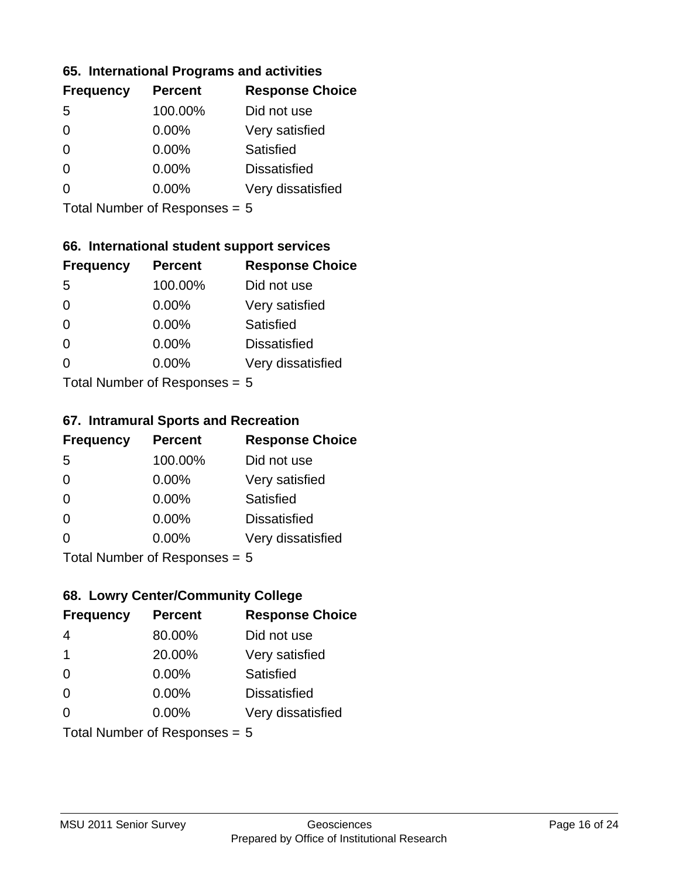### 65. International Programs and activities

| Frequency | Percent | Response Choice |
|---|---|---|
| 5 | 100.00% | Did not use |
| 0 | 0.00% | Very satisfied |
| 0 | 0.00% | Satisfied |
| 0 | 0.00% | Dissatisfied |
| 0 | 0.00% | Very dissatisfied |

Total Number of Responses = 5

### 66. International student support services

| Frequency | Percent | Response Choice |
|---|---|---|
| 5 | 100.00% | Did not use |
| 0 | 0.00% | Very satisfied |
| 0 | 0.00% | Satisfied |
| 0 | 0.00% | Dissatisfied |
| 0 | 0.00% | Very dissatisfied |

Total Number of Responses = 5

### 67. Intramural Sports and Recreation

| Frequency | Percent | Response Choice |
|---|---|---|
| 5 | 100.00% | Did not use |
| 0 | 0.00% | Very satisfied |
| 0 | 0.00% | Satisfied |
| 0 | 0.00% | Dissatisfied |
| 0 | 0.00% | Very dissatisfied |

Total Number of Responses = 5

### 68. Lowry Center/Community College

| Frequency | Percent | Response Choice |
|---|---|---|
| 4 | 80.00% | Did not use |
| 1 | 20.00% | Very satisfied |
| 0 | 0.00% | Satisfied |
| 0 | 0.00% | Dissatisfied |
| 0 | 0.00% | Very dissatisfied |

Total Number of Responses = 5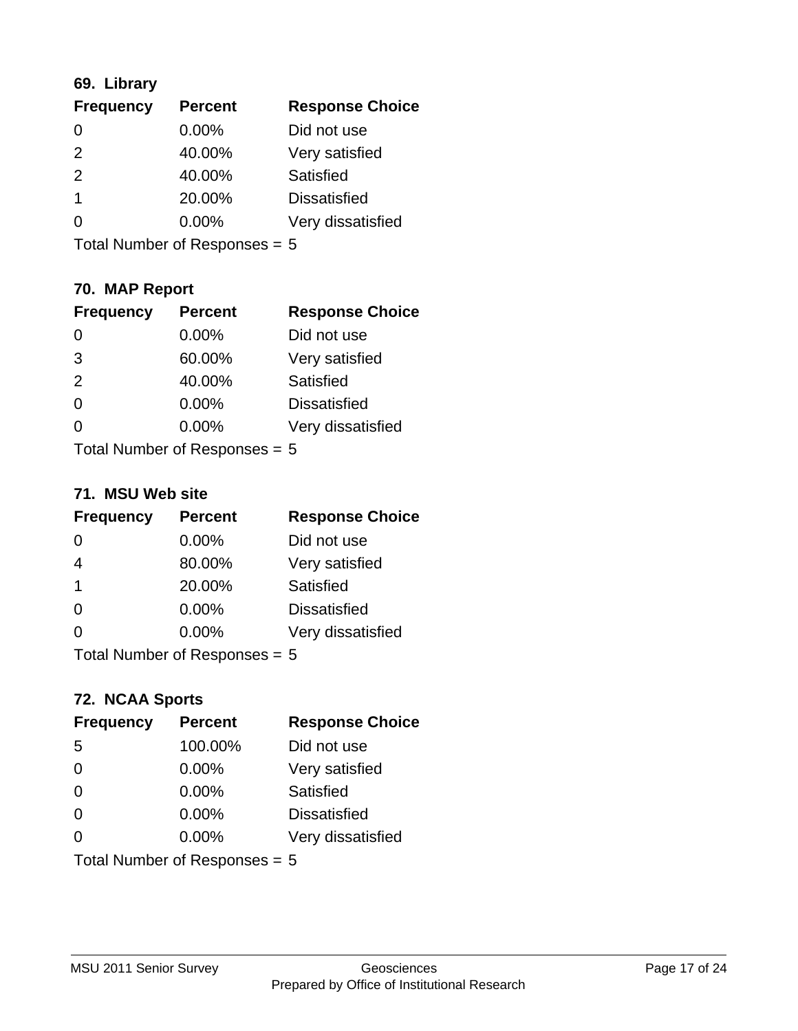### 69. Library

| Frequency | Percent | Response Choice |
|---|---|---|
| 0 | 0.00% | Did not use |
| 2 | 40.00% | Very satisfied |
| 2 | 40.00% | Satisfied |
| 1 | 20.00% | Dissatisfied |
| 0 | 0.00% | Very dissatisfied |

Total Number of Responses = 5

### 70. MAP Report

| Frequency | Percent | Response Choice |
|---|---|---|
| 0 | 0.00% | Did not use |
| 3 | 60.00% | Very satisfied |
| 2 | 40.00% | Satisfied |
| 0 | 0.00% | Dissatisfied |
| 0 | 0.00% | Very dissatisfied |

Total Number of Responses = 5

### 71. MSU Web site

| Frequency | Percent | Response Choice |
|---|---|---|
| 0 | 0.00% | Did not use |
| 4 | 80.00% | Very satisfied |
| 1 | 20.00% | Satisfied |
| 0 | 0.00% | Dissatisfied |
| 0 | 0.00% | Very dissatisfied |

Total Number of Responses = 5

### 72. NCAA Sports

| Frequency | Percent | Response Choice |
|---|---|---|
| 5 | 100.00% | Did not use |
| 0 | 0.00% | Very satisfied |
| 0 | 0.00% | Satisfied |
| 0 | 0.00% | Dissatisfied |
| 0 | 0.00% | Very dissatisfied |

Total Number of Responses = 5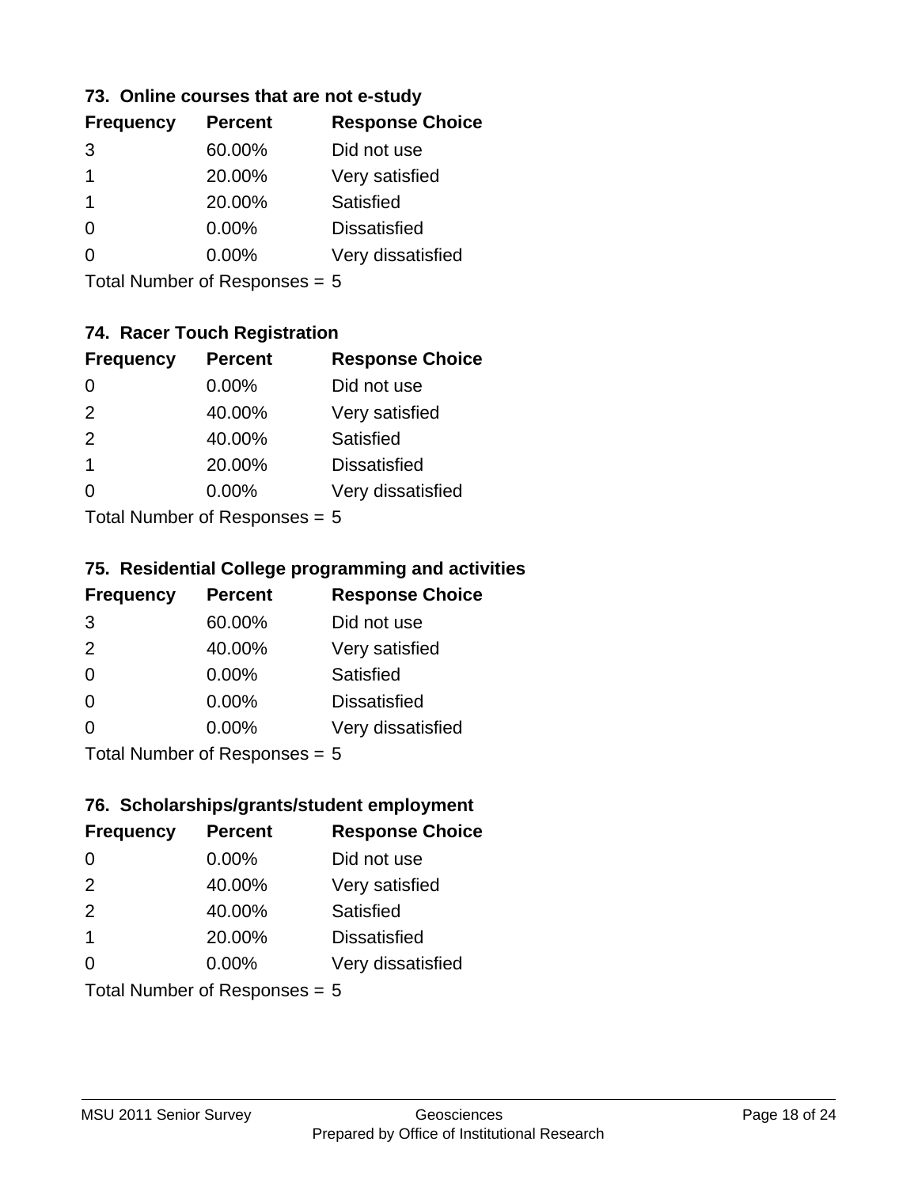### 73. Online courses that are not e-study

| Frequency | Percent | Response Choice |
|---|---|---|
| 3 | 60.00% | Did not use |
| 1 | 20.00% | Very satisfied |
| 1 | 20.00% | Satisfied |
| 0 | 0.00% | Dissatisfied |
| 0 | 0.00% | Very dissatisfied |

Total Number of Responses = 5

### 74. Racer Touch Registration

| Frequency | Percent | Response Choice |
|---|---|---|
| 0 | 0.00% | Did not use |
| 2 | 40.00% | Very satisfied |
| 2 | 40.00% | Satisfied |
| 1 | 20.00% | Dissatisfied |
| 0 | 0.00% | Very dissatisfied |

Total Number of Responses = 5

### 75. Residential College programming and activities

| Frequency | Percent | Response Choice |
|---|---|---|
| 3 | 60.00% | Did not use |
| 2 | 40.00% | Very satisfied |
| 0 | 0.00% | Satisfied |
| 0 | 0.00% | Dissatisfied |
| 0 | 0.00% | Very dissatisfied |

Total Number of Responses = 5

### 76. Scholarships/grants/student employment

| Frequency | Percent | Response Choice |
|---|---|---|
| 0 | 0.00% | Did not use |
| 2 | 40.00% | Very satisfied |
| 2 | 40.00% | Satisfied |
| 1 | 20.00% | Dissatisfied |
| 0 | 0.00% | Very dissatisfied |

Total Number of Responses = 5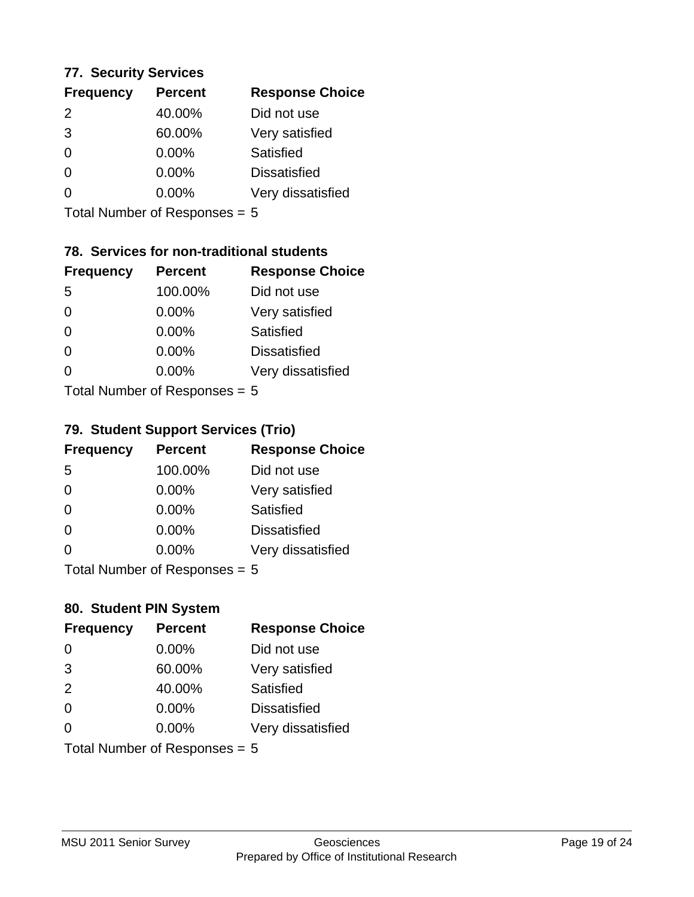### 77. Security Services

| Frequency | Percent | Response Choice |
|---|---|---|
| 2 | 40.00% | Did not use |
| 3 | 60.00% | Very satisfied |
| 0 | 0.00% | Satisfied |
| 0 | 0.00% | Dissatisfied |
| 0 | 0.00% | Very dissatisfied |

Total Number of Responses = 5

### 78. Services for non-traditional students

| Frequency | Percent | Response Choice |
|---|---|---|
| 5 | 100.00% | Did not use |
| 0 | 0.00% | Very satisfied |
| 0 | 0.00% | Satisfied |
| 0 | 0.00% | Dissatisfied |
| 0 | 0.00% | Very dissatisfied |

Total Number of Responses = 5

### 79. Student Support Services (Trio)

| Frequency | Percent | Response Choice |
|---|---|---|
| 5 | 100.00% | Did not use |
| 0 | 0.00% | Very satisfied |
| 0 | 0.00% | Satisfied |
| 0 | 0.00% | Dissatisfied |
| 0 | 0.00% | Very dissatisfied |

Total Number of Responses = 5

### 80. Student PIN System

| Frequency | Percent | Response Choice |
|---|---|---|
| 0 | 0.00% | Did not use |
| 3 | 60.00% | Very satisfied |
| 2 | 40.00% | Satisfied |
| 0 | 0.00% | Dissatisfied |
| 0 | 0.00% | Very dissatisfied |

Total Number of Responses = 5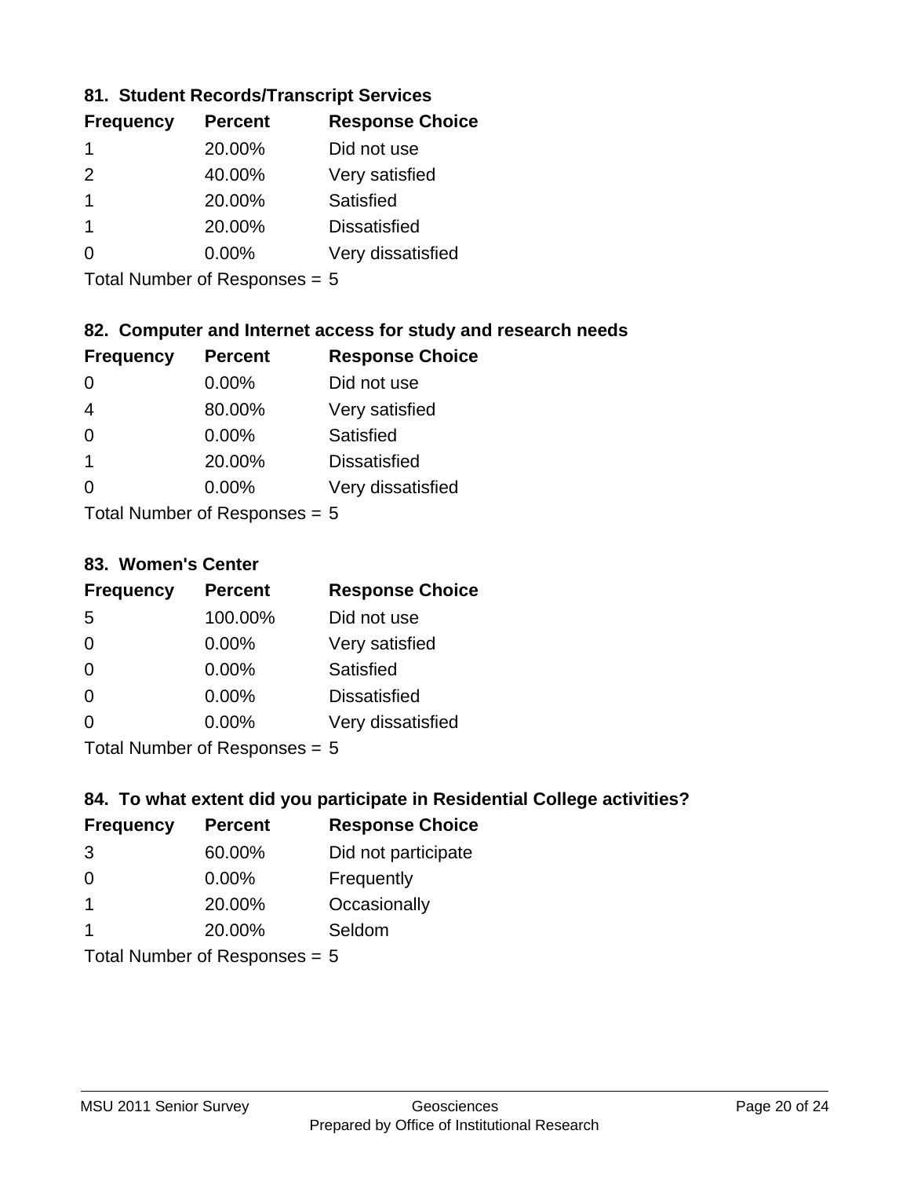### 81. Student Records/Transcript Services

| Frequency | Percent | Response Choice |
|---|---|---|
| 1 | 20.00% | Did not use |
| 2 | 40.00% | Very satisfied |
| 1 | 20.00% | Satisfied |
| 1 | 20.00% | Dissatisfied |
| 0 | 0.00% | Very dissatisfied |

Total Number of Responses = 5

### 82. Computer and Internet access for study and research needs

| Frequency | Percent | Response Choice |
|---|---|---|
| 0 | 0.00% | Did not use |
| 4 | 80.00% | Very satisfied |
| 0 | 0.00% | Satisfied |
| 1 | 20.00% | Dissatisfied |
| 0 | 0.00% | Very dissatisfied |

Total Number of Responses = 5

### 83. Women's Center

| Frequency | Percent | Response Choice |
|---|---|---|
| 5 | 100.00% | Did not use |
| 0 | 0.00% | Very satisfied |
| 0 | 0.00% | Satisfied |
| 0 | 0.00% | Dissatisfied |
| 0 | 0.00% | Very dissatisfied |

Total Number of Responses = 5

### 84. To what extent did you participate in Residential College activities?

| Frequency | Percent | Response Choice |
|---|---|---|
| 3 | 60.00% | Did not participate |
| 0 | 0.00% | Frequently |
| 1 | 20.00% | Occasionally |
| 1 | 20.00% | Seldom |

Total Number of Responses = 5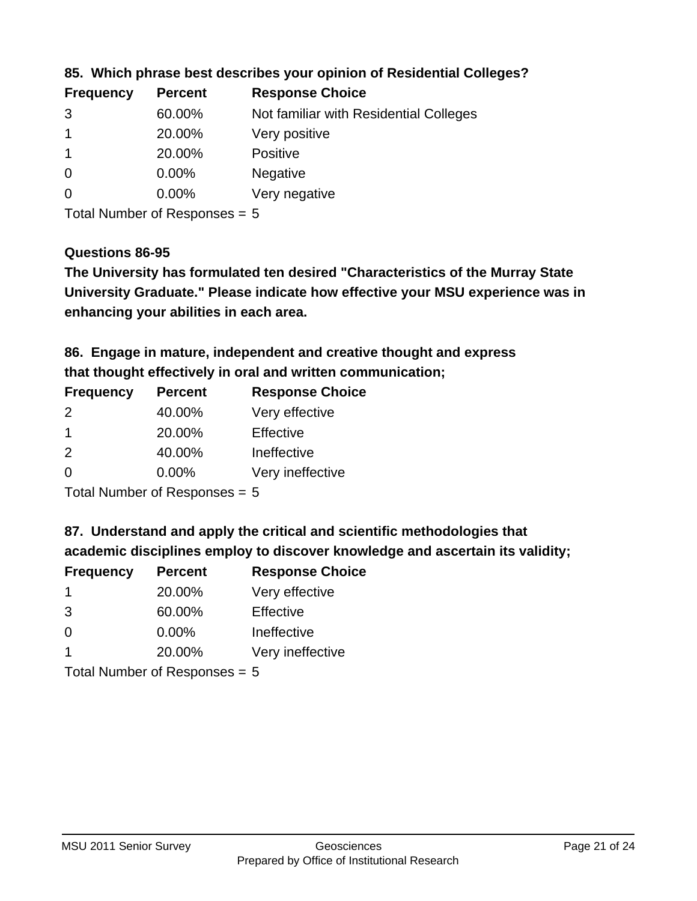### 85. Which phrase best describes your opinion of Residential Colleges?

| Frequency | Percent | Response Choice |
| --- | --- | --- |
| 3 | 60.00% | Not familiar with Residential Colleges |
| 1 | 20.00% | Very positive |
| 1 | 20.00% | Positive |
| 0 | 0.00% | Negative |
| 0 | 0.00% | Very negative |

Total Number of Responses = 5

### Questions 86-95

**The University has formulated ten desired "Characteristics of the Murray State University Graduate." Please indicate how effective your MSU experience was in enhancing your abilities in each area.**

### 86. Engage in mature, independent and creative thought and express that thought effectively in oral and written communication;

| Frequency | Percent | Response Choice |
| --- | --- | --- |
| 2 | 40.00% | Very effective |
| 1 | 20.00% | Effective |
| 2 | 40.00% | Ineffective |
| 0 | 0.00% | Very ineffective |

Total Number of Responses = 5

### 87. Understand and apply the critical and scientific methodologies that academic disciplines employ to discover knowledge and ascertain its validity;

| Frequency | Percent | Response Choice |
| --- | --- | --- |
| 1 | 20.00% | Very effective |
| 3 | 60.00% | Effective |
| 0 | 0.00% | Ineffective |
| 1 | 20.00% | Very ineffective |

Total Number of Responses = 5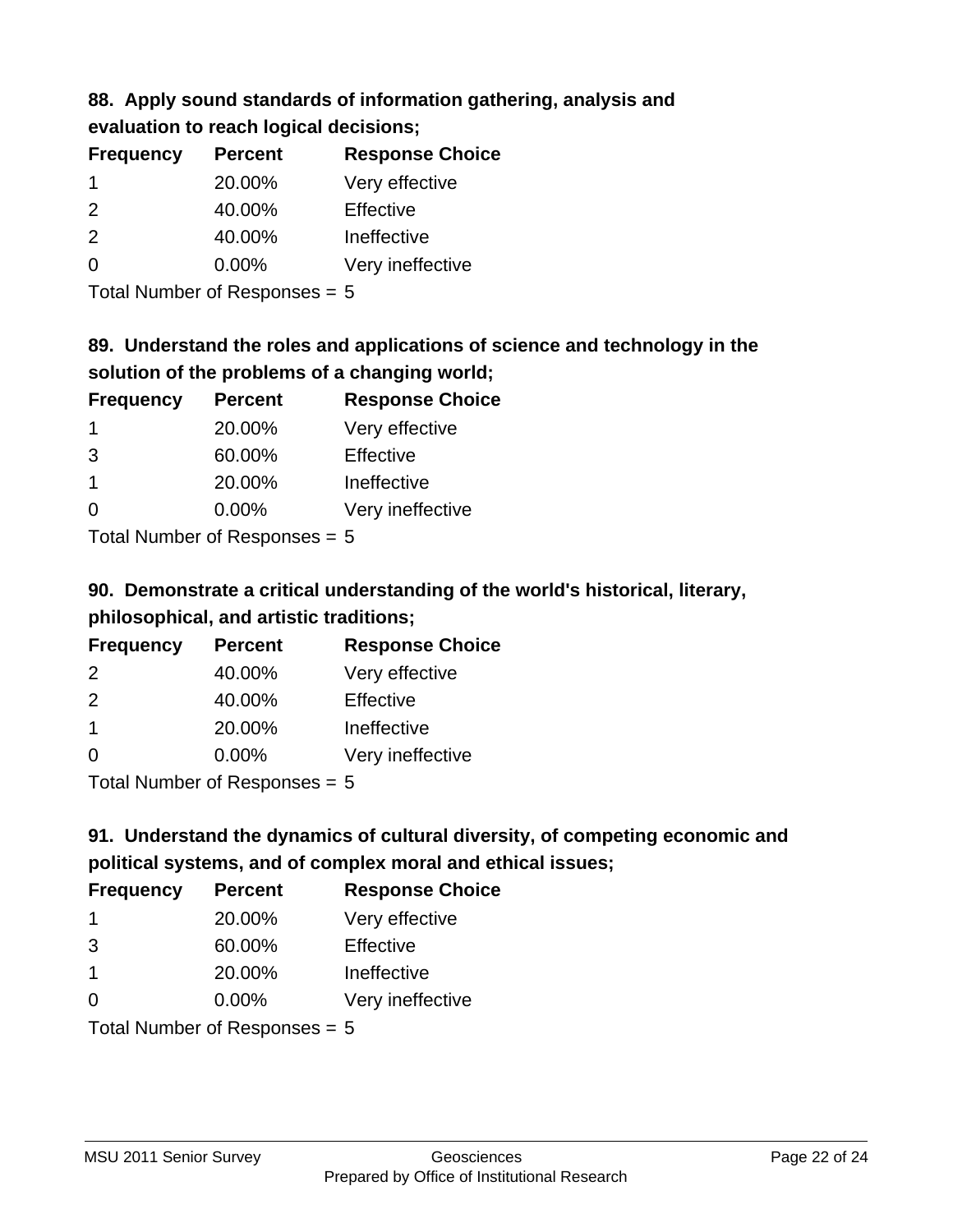### 88. Apply sound standards of information gathering, analysis and evaluation to reach logical decisions;

| Frequency | Percent | Response Choice |
|---|---|---|
| 1 | 20.00% | Very effective |
| 2 | 40.00% | Effective |
| 2 | 40.00% | Ineffective |
| 0 | 0.00% | Very ineffective |

Total Number of Responses = 5

### 89. Understand the roles and applications of science and technology in the solution of the problems of a changing world;

| Frequency | Percent | Response Choice |
|---|---|---|
| 1 | 20.00% | Very effective |
| 3 | 60.00% | Effective |
| 1 | 20.00% | Ineffective |
| 0 | 0.00% | Very ineffective |

Total Number of Responses = 5

### 90. Demonstrate a critical understanding of the world's historical, literary, philosophical, and artistic traditions;

| Frequency | Percent | Response Choice |
|---|---|---|
| 2 | 40.00% | Very effective |
| 2 | 40.00% | Effective |
| 1 | 20.00% | Ineffective |
| 0 | 0.00% | Very ineffective |

Total Number of Responses = 5

### 91. Understand the dynamics of cultural diversity, of competing economic and political systems, and of complex moral and ethical issues;

| Frequency | Percent | Response Choice |
|---|---|---|
| 1 | 20.00% | Very effective |
| 3 | 60.00% | Effective |
| 1 | 20.00% | Ineffective |
| 0 | 0.00% | Very ineffective |

Total Number of Responses = 5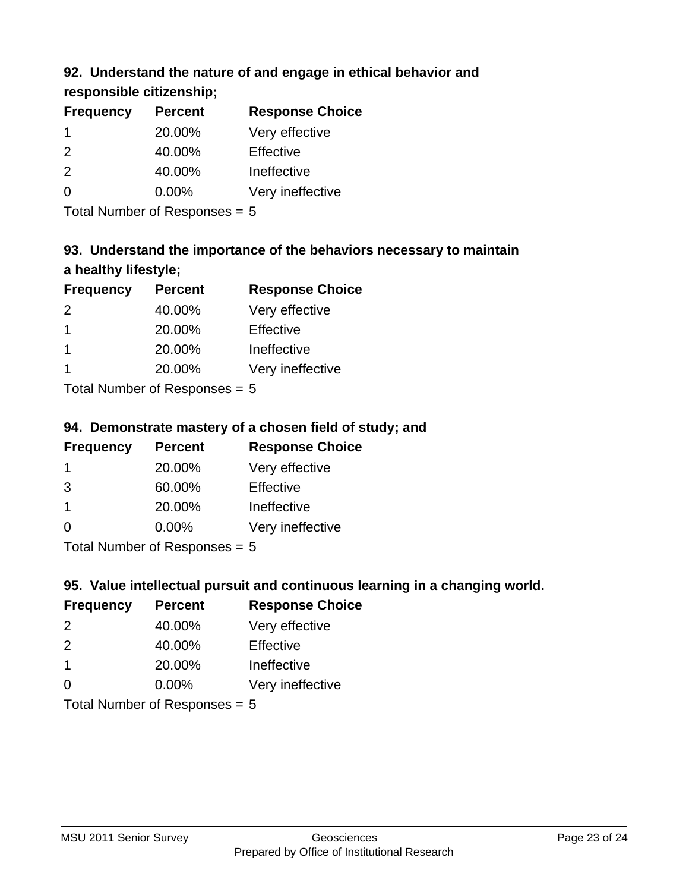### 92. Understand the nature of and engage in ethical behavior and responsible citizenship;

| Frequency | Percent | Response Choice |
|---|---|---|
| 1 | 20.00% | Very effective |
| 2 | 40.00% | Effective |
| 2 | 40.00% | Ineffective |
| 0 | 0.00% | Very ineffective |

Total Number of Responses = 5

### 93. Understand the importance of the behaviors necessary to maintain a healthy lifestyle;

| Frequency | Percent | Response Choice |
|---|---|---|
| 2 | 40.00% | Very effective |
| 1 | 20.00% | Effective |
| 1 | 20.00% | Ineffective |
| 1 | 20.00% | Very ineffective |

Total Number of Responses = 5

### 94. Demonstrate mastery of a chosen field of study; and

| Frequency | Percent | Response Choice |
|---|---|---|
| 1 | 20.00% | Very effective |
| 3 | 60.00% | Effective |
| 1 | 20.00% | Ineffective |
| 0 | 0.00% | Very ineffective |

Total Number of Responses = 5

### 95. Value intellectual pursuit and continuous learning in a changing world.

| Frequency | Percent | Response Choice |
|---|---|---|
| 2 | 40.00% | Very effective |
| 2 | 40.00% | Effective |
| 1 | 20.00% | Ineffective |
| 0 | 0.00% | Very ineffective |

Total Number of Responses = 5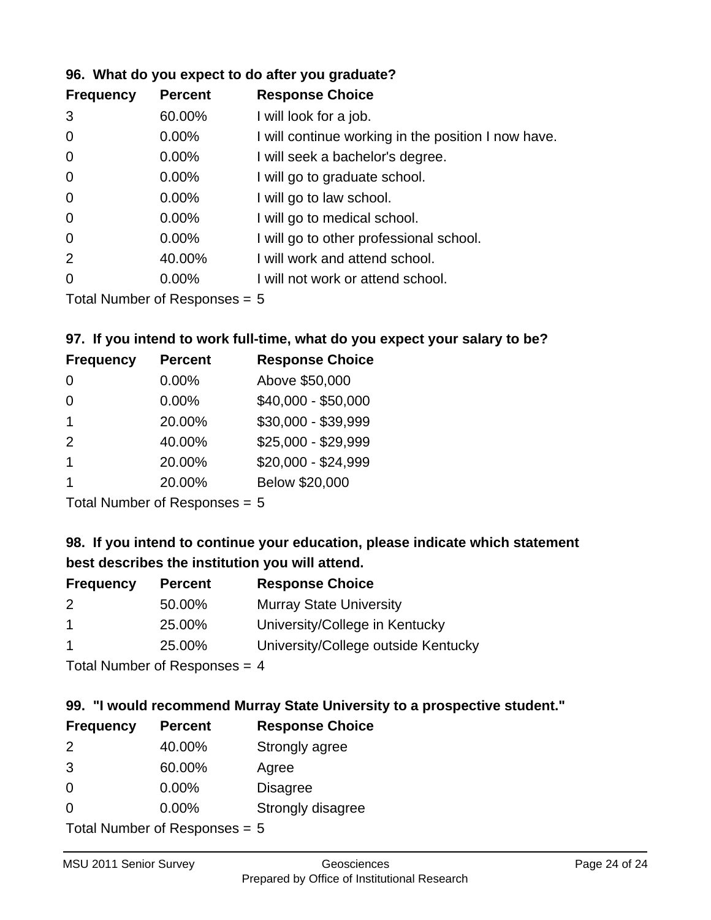### 96. What do you expect to do after you graduate?

| Frequency | Percent | Response Choice |
|---|---|---|
| 3 | 60.00% | I will look for a job. |
| 0 | 0.00% | I will continue working in the position I now have. |
| 0 | 0.00% | I will seek a bachelor's degree. |
| 0 | 0.00% | I will go to graduate school. |
| 0 | 0.00% | I will go to law school. |
| 0 | 0.00% | I will go to medical school. |
| 0 | 0.00% | I will go to other professional school. |
| 2 | 40.00% | I will work and attend school. |
| 0 | 0.00% | I will not work or attend school. |

Total Number of Responses = 5

### 97. If you intend to work full-time, what do you expect your salary to be?

| Frequency | Percent | Response Choice |
|---|---|---|
| 0 | 0.00% | Above $50,000 |
| 0 | 0.00% | $40,000 - $50,000 |
| 1 | 20.00% | $30,000 - $39,999 |
| 2 | 40.00% | $25,000 - $29,999 |
| 1 | 20.00% | $20,000 - $24,999 |
| 1 | 20.00% | Below $20,000 |

Total Number of Responses = 5

### 98. If you intend to continue your education, please indicate which statement best describes the institution you will attend.

| Frequency | Percent | Response Choice |
|---|---|---|
| 2 | 50.00% | Murray State University |
| 1 | 25.00% | University/College in Kentucky |
| 1 | 25.00% | University/College outside Kentucky |

Total Number of Responses = 4

### 99. "I would recommend Murray State University to a prospective student."

| Frequency | Percent | Response Choice |
|---|---|---|
| 2 | 40.00% | Strongly agree |
| 3 | 60.00% | Agree |
| 0 | 0.00% | Disagree |
| 0 | 0.00% | Strongly disagree |

Total Number of Responses = 5